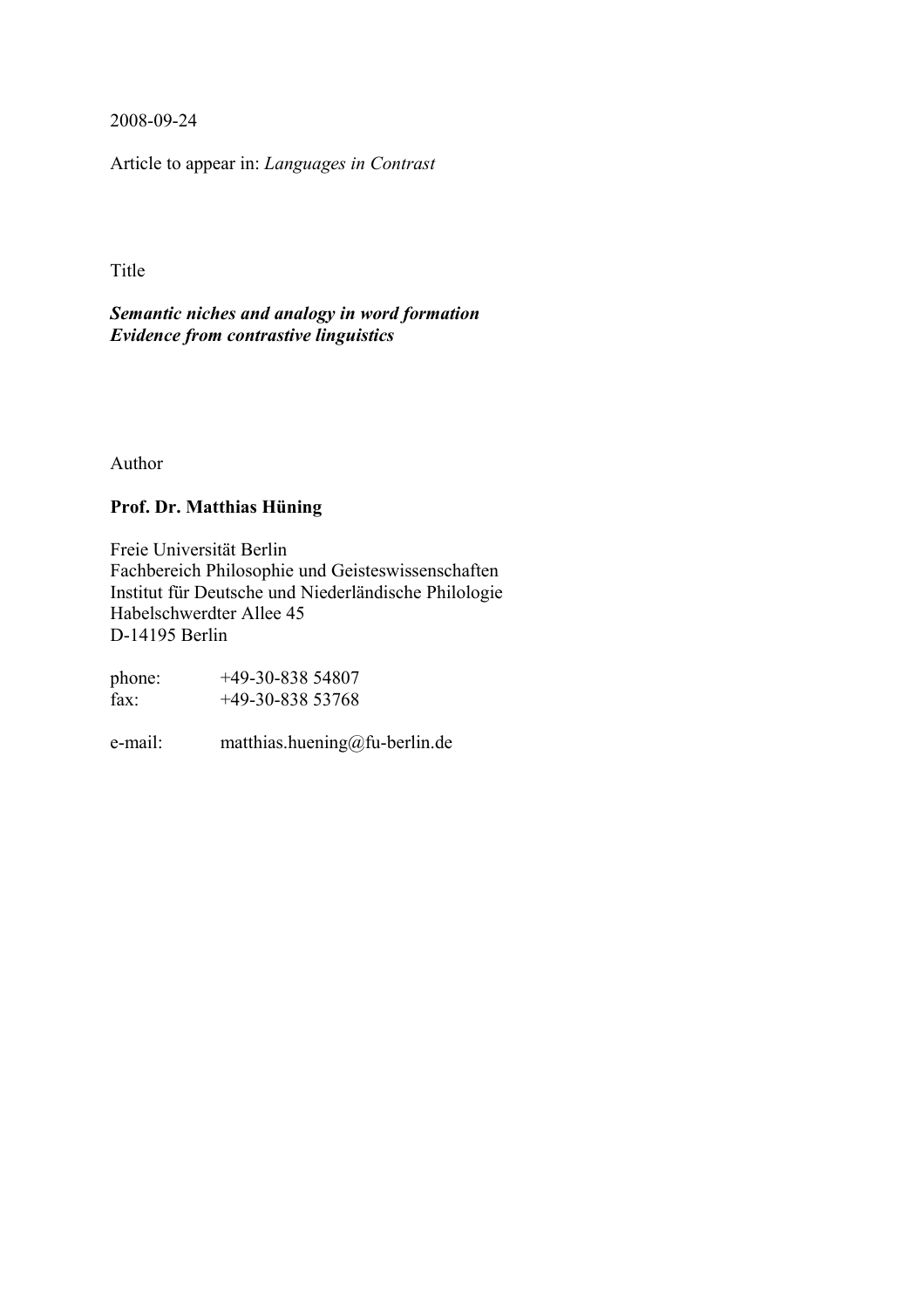2008-09-24

Article to appear in: *Languages in Contrast*

Title

***Semantic niches and analogy in word formation***
***Evidence from contrastive linguistics***

Author

**Prof. Dr. Matthias Hüning**

Freie Universität Berlin
Fachbereich Philosophie und Geisteswissenschaften
Institut für Deutsche und Niederländische Philologie
Habelschwerdter Allee 45
D-14195 Berlin

phone: +49-30-838 54807
fax: +49-30-838 53768

e-mail: matthias.huening@fu-berlin.de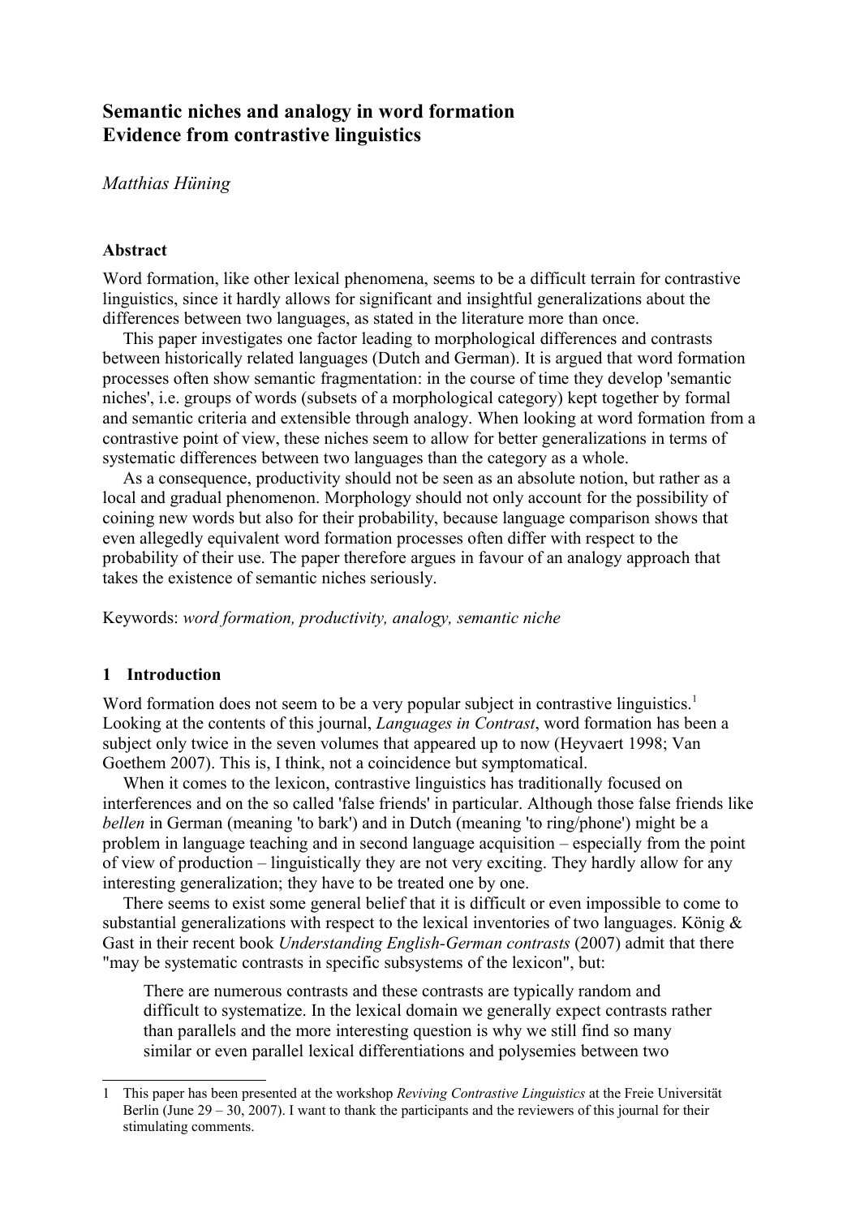# Semantic niches and analogy in word formation
## Evidence from contrastive linguistics

*Matthias Hüning*

### Abstract

Word formation, like other lexical phenomena, seems to be a difficult terrain for contrastive linguistics, since it hardly allows for significant and insightful generalizations about the differences between two languages, as stated in the literature more than once.

This paper investigates one factor leading to morphological differences and contrasts between historically related languages (Dutch and German). It is argued that word formation processes often show semantic fragmentation: in the course of time they develop 'semantic niches', i.e. groups of words (subsets of a morphological category) kept together by formal and semantic criteria and extensible through analogy. When looking at word formation from a contrastive point of view, these niches seem to allow for better generalizations in terms of systematic differences between two languages than the category as a whole.

As a consequence, productivity should not be seen as an absolute notion, but rather as a local and gradual phenomenon. Morphology should not only account for the possibility of coining new words but also for their probability, because language comparison shows that even allegedly equivalent word formation processes often differ with respect to the probability of their use. The paper therefore argues in favour of an analogy approach that takes the existence of semantic niches seriously.

Keywords: *word formation, productivity, analogy, semantic niche*

### 1 Introduction

Word formation does not seem to be a very popular subject in contrastive linguistics.[1] Looking at the contents of this journal, *Languages in Contrast*, word formation has been a subject only twice in the seven volumes that appeared up to now (Heyvaert 1998; Van Goethem 2007). This is, I think, not a coincidence but symptomatical.

When it comes to the lexicon, contrastive linguistics has traditionally focused on interferences and on the so called 'false friends' in particular. Although those false friends like *bellen* in German (meaning 'to bark') and in Dutch (meaning 'to ring/phone') might be a problem in language teaching and in second language acquisition – especially from the point of view of production – linguistically they are not very exciting. They hardly allow for any interesting generalization; they have to be treated one by one.

There seems to exist some general belief that it is difficult or even impossible to come to substantial generalizations with respect to the lexical inventories of two languages. König & Gast in their recent book *Understanding English-German contrasts* (2007) admit that there "may be systematic contrasts in specific subsystems of the lexicon", but:

> There are numerous contrasts and these contrasts are typically random and difficult to systematize. In the lexical domain we generally expect contrasts rather than parallels and the more interesting question is why we still find so many similar or even parallel lexical differentiations and polysemies between two

---

1 This paper has been presented at the workshop *Reviving Contrastive Linguistics* at the Freie Universität Berlin (June 29 – 30, 2007). I want to thank the participants and the reviewers of this journal for their stimulating comments.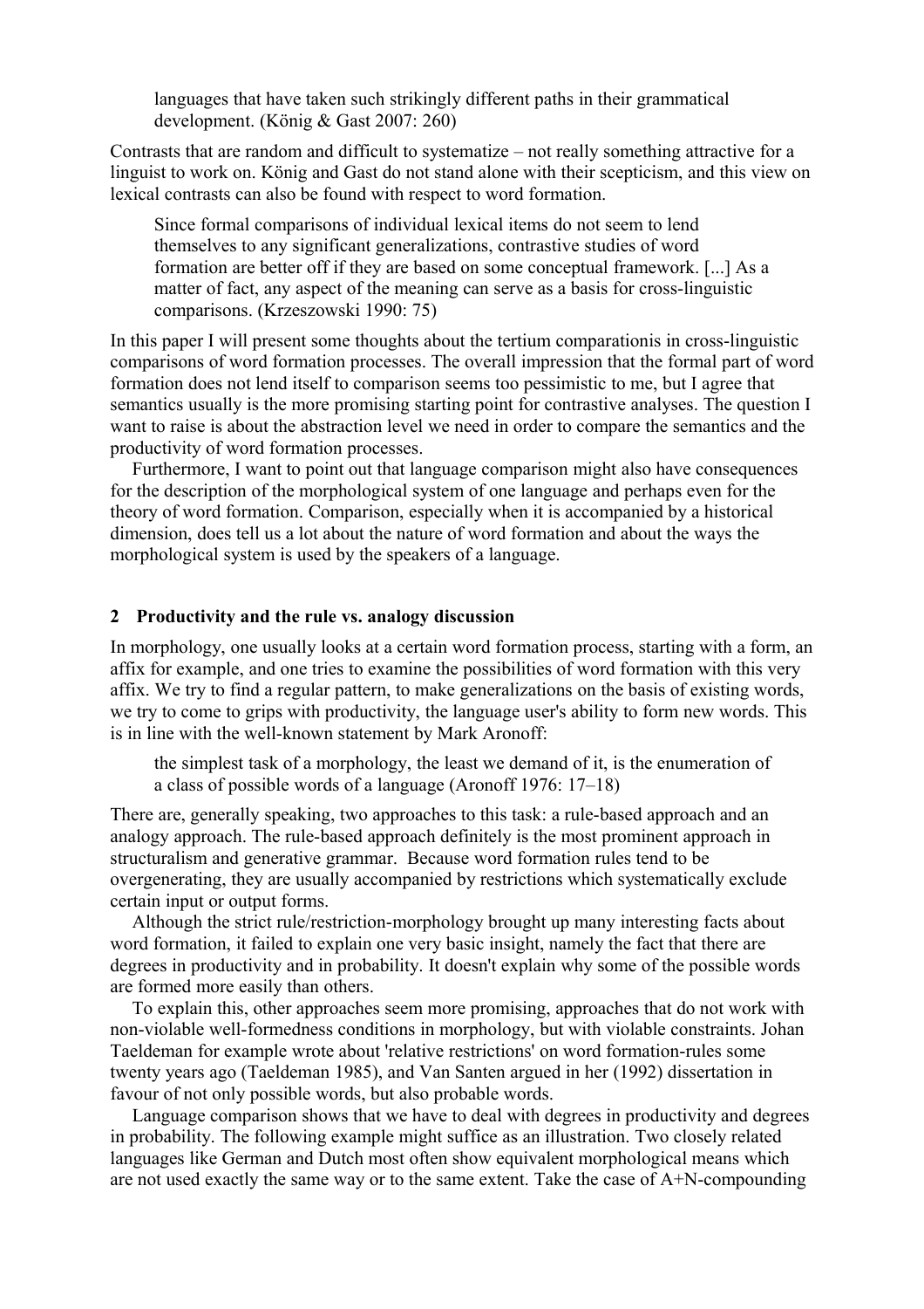> languages that have taken such strikingly different paths in their grammatical development. (König & Gast 2007: 260)

Contrasts that are random and difficult to systematize – not really something attractive for a linguist to work on. König and Gast do not stand alone with their scepticism, and this view on lexical contrasts can also be found with respect to word formation.

> Since formal comparisons of individual lexical items do not seem to lend themselves to any significant generalizations, contrastive studies of word formation are better off if they are based on some conceptual framework. [...] As a matter of fact, any aspect of the meaning can serve as a basis for cross-linguistic comparisons. (Krzeszowski 1990: 75)

In this paper I will present some thoughts about the tertium comparationis in cross-linguistic comparisons of word formation processes. The overall impression that the formal part of word formation does not lend itself to comparison seems too pessimistic to me, but I agree that semantics usually is the more promising starting point for contrastive analyses. The question I want to raise is about the abstraction level we need in order to compare the semantics and the productivity of word formation processes.

Furthermore, I want to point out that language comparison might also have consequences for the description of the morphological system of one language and perhaps even for the theory of word formation. Comparison, especially when it is accompanied by a historical dimension, does tell us a lot about the nature of word formation and about the ways the morphological system is used by the speakers of a language.

## 2 Productivity and the rule vs. analogy discussion

In morphology, one usually looks at a certain word formation process, starting with a form, an affix for example, and one tries to examine the possibilities of word formation with this very affix. We try to find a regular pattern, to make generalizations on the basis of existing words, we try to come to grips with productivity, the language user's ability to form new words. This is in line with the well-known statement by Mark Aronoff:

> the simplest task of a morphology, the least we demand of it, is the enumeration of a class of possible words of a language (Aronoff 1976: 17–18)

There are, generally speaking, two approaches to this task: a rule-based approach and an analogy approach. The rule-based approach definitely is the most prominent approach in structuralism and generative grammar. Because word formation rules tend to be overgenerating, they are usually accompanied by restrictions which systematically exclude certain input or output forms.

Although the strict rule/restriction-morphology brought up many interesting facts about word formation, it failed to explain one very basic insight, namely the fact that there are degrees in productivity and in probability. It doesn't explain why some of the possible words are formed more easily than others.

To explain this, other approaches seem more promising, approaches that do not work with non-violable well-formedness conditions in morphology, but with violable constraints. Johan Taeldeman for example wrote about 'relative restrictions' on word formation-rules some twenty years ago (Taeldeman 1985), and Van Santen argued in her (1992) dissertation in favour of not only possible words, but also probable words.

Language comparison shows that we have to deal with degrees in productivity and degrees in probability. The following example might suffice as an illustration. Two closely related languages like German and Dutch most often show equivalent morphological means which are not used exactly the same way or to the same extent. Take the case of A+N-compounding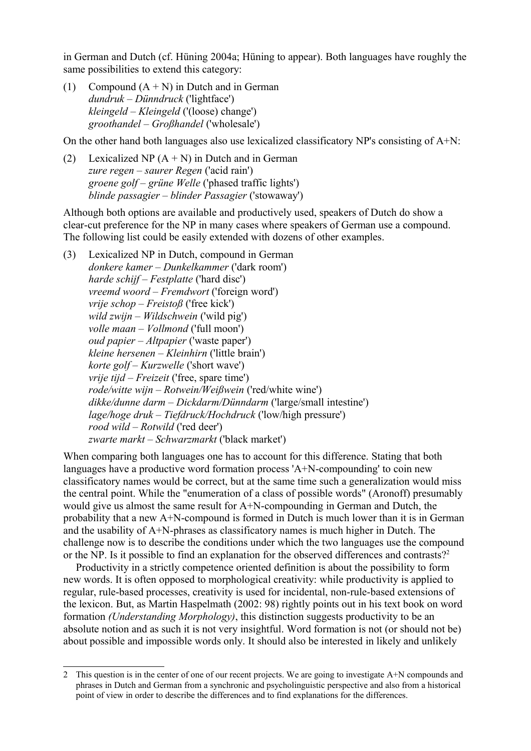in German and Dutch (cf. Hüning 2004a; Hüning to appear). Both languages have roughly the same possibilities to extend this category:

(1) Compound (A + N) in Dutch and in German
*dundruk – Dünndruck* ('lightface')
*kleingeld – Kleingeld* ('(loose) change')
*groothandel – Großhandel* ('wholesale')

On the other hand both languages also use lexicalized classificatory NP's consisting of A+N:

(2) Lexicalized NP (A + N) in Dutch and in German
*zure regen – saurer Regen* ('acid rain')
*groene golf – grüne Welle* ('phased traffic lights')
*blinde passagier – blinder Passagier* ('stowaway')

Although both options are available and productively used, speakers of Dutch do show a clear-cut preference for the NP in many cases where speakers of German use a compound. The following list could be easily extended with dozens of other examples.

(3) Lexicalized NP in Dutch, compound in German
*donkere kamer – Dunkelkammer* ('dark room')
*harde schijf – Festplatte* ('hard disc')
*vreemd woord – Fremdwort* ('foreign word')
*vrije schop – Freistoß* ('free kick')
*wild zwijn – Wildschwein* ('wild pig')
*volle maan – Vollmond* ('full moon')
*oud papier – Altpapier* ('waste paper')
*kleine hersenen – Kleinhirn* ('little brain')
*korte golf – Kurzwelle* ('short wave')
*vrije tijd – Freizeit* ('free, spare time')
*rode/witte wijn – Rotwein/Weißwein* ('red/white wine')
*dikke/dunne darm – Dickdarm/Dünndarm* ('large/small intestine')
*lage/hoge druk – Tiefdruck/Hochdruck* ('low/high pressure')
*rood wild – Rotwild* ('red deer')
*zwarte markt – Schwarzmarkt* ('black market')

When comparing both languages one has to account for this difference. Stating that both languages have a productive word formation process 'A+N-compounding' to coin new classificatory names would be correct, but at the same time such a generalization would miss the central point. While the "enumeration of a class of possible words" (Aronoff) presumably would give us almost the same result for A+N-compounding in German and Dutch, the probability that a new A+N-compound is formed in Dutch is much lower than it is in German and the usability of A+N-phrases as classificatory names is much higher in Dutch. The challenge now is to describe the conditions under which the two languages use the compound or the NP. Is it possible to find an explanation for the observed differences and contrasts?[2]

Productivity in a strictly competence oriented definition is about the possibility to form new words. It is often opposed to morphological creativity: while productivity is applied to regular, rule-based processes, creativity is used for incidental, non-rule-based extensions of the lexicon. But, as Martin Haspelmath (2002: 98) rightly points out in his text book on word formation *(Understanding Morphology)*, this distinction suggests productivity to be an absolute notion and as such it is not very insightful. Word formation is not (or should not be) about possible and impossible words only. It should also be interested in likely and unlikely

---

2 This question is in the center of one of our recent projects. We are going to investigate A+N compounds and phrases in Dutch and German from a synchronic and psycholinguistic perspective and also from a historical point of view in order to describe the differences and to find explanations for the differences.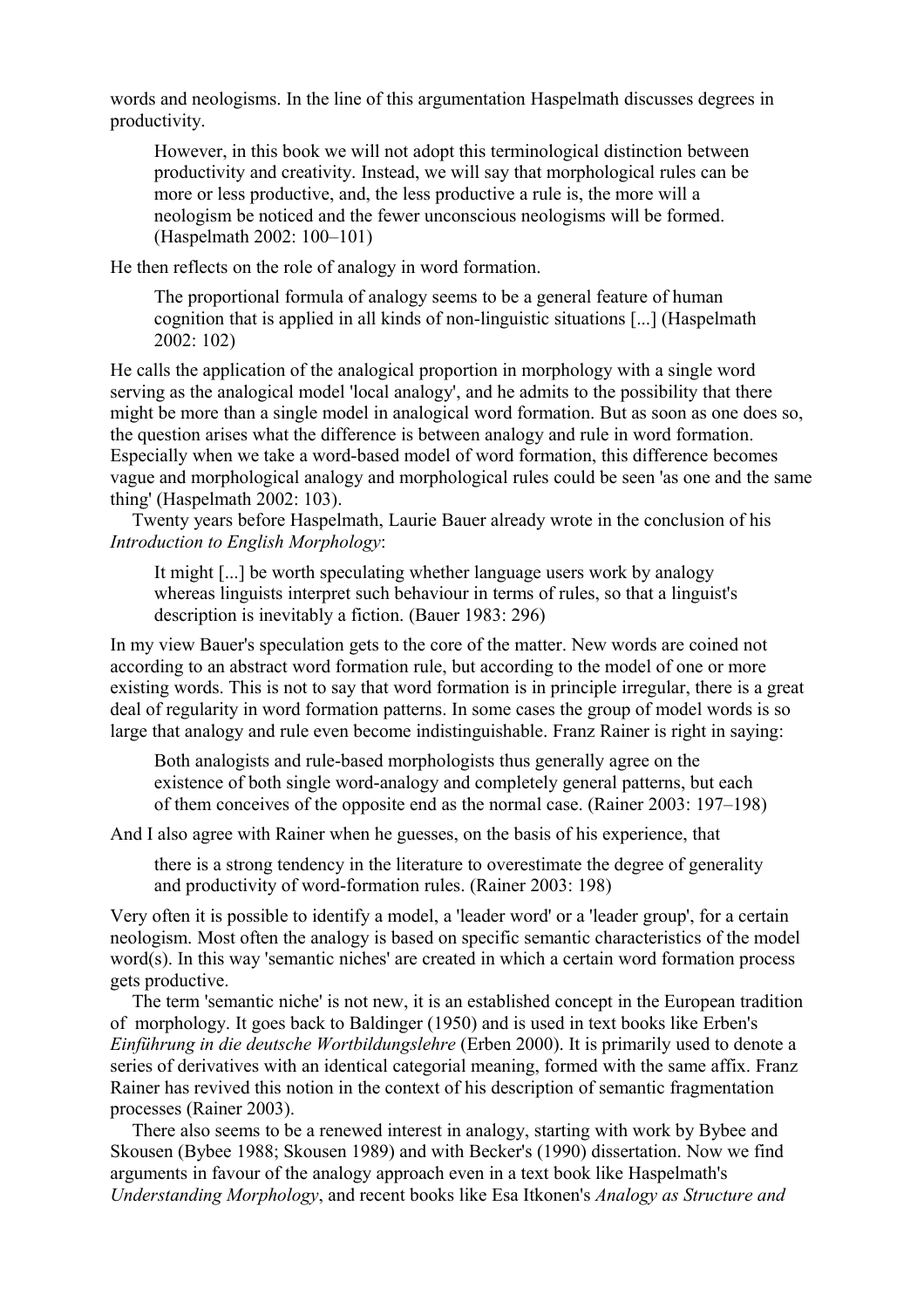words and neologisms. In the line of this argumentation Haspelmath discusses degrees in productivity.

> However, in this book we will not adopt this terminological distinction between productivity and creativity. Instead, we will say that morphological rules can be more or less productive, and, the less productive a rule is, the more will a neologism be noticed and the fewer unconscious neologisms will be formed. (Haspelmath 2002: 100–101)

He then reflects on the role of analogy in word formation.

> The proportional formula of analogy seems to be a general feature of human cognition that is applied in all kinds of non-linguistic situations [...] (Haspelmath 2002: 102)

He calls the application of the analogical proportion in morphology with a single word serving as the analogical model 'local analogy', and he admits to the possibility that there might be more than a single model in analogical word formation. But as soon as one does so, the question arises what the difference is between analogy and rule in word formation. Especially when we take a word-based model of word formation, this difference becomes vague and morphological analogy and morphological rules could be seen 'as one and the same thing' (Haspelmath 2002: 103).

Twenty years before Haspelmath, Laurie Bauer already wrote in the conclusion of his *Introduction to English Morphology*:

> It might [...] be worth speculating whether language users work by analogy whereas linguists interpret such behaviour in terms of rules, so that a linguist's description is inevitably a fiction. (Bauer 1983: 296)

In my view Bauer's speculation gets to the core of the matter. New words are coined not according to an abstract word formation rule, but according to the model of one or more existing words. This is not to say that word formation is in principle irregular, there is a great deal of regularity in word formation patterns. In some cases the group of model words is so large that analogy and rule even become indistinguishable. Franz Rainer is right in saying:

> Both analogists and rule-based morphologists thus generally agree on the existence of both single word-analogy and completely general patterns, but each of them conceives of the opposite end as the normal case. (Rainer 2003: 197–198)

And I also agree with Rainer when he guesses, on the basis of his experience, that

> there is a strong tendency in the literature to overestimate the degree of generality and productivity of word-formation rules. (Rainer 2003: 198)

Very often it is possible to identify a model, a 'leader word' or a 'leader group', for a certain neologism. Most often the analogy is based on specific semantic characteristics of the model word(s). In this way 'semantic niches' are created in which a certain word formation process gets productive.

The term 'semantic niche' is not new, it is an established concept in the European tradition of morphology. It goes back to Baldinger (1950) and is used in text books like Erben's *Einführung in die deutsche Wortbildungslehre* (Erben 2000). It is primarily used to denote a series of derivatives with an identical categorial meaning, formed with the same affix. Franz Rainer has revived this notion in the context of his description of semantic fragmentation processes (Rainer 2003).

There also seems to be a renewed interest in analogy, starting with work by Bybee and Skousen (Bybee 1988; Skousen 1989) and with Becker's (1990) dissertation. Now we find arguments in favour of the analogy approach even in a text book like Haspelmath's *Understanding Morphology*, and recent books like Esa Itkonen's *Analogy as Structure and*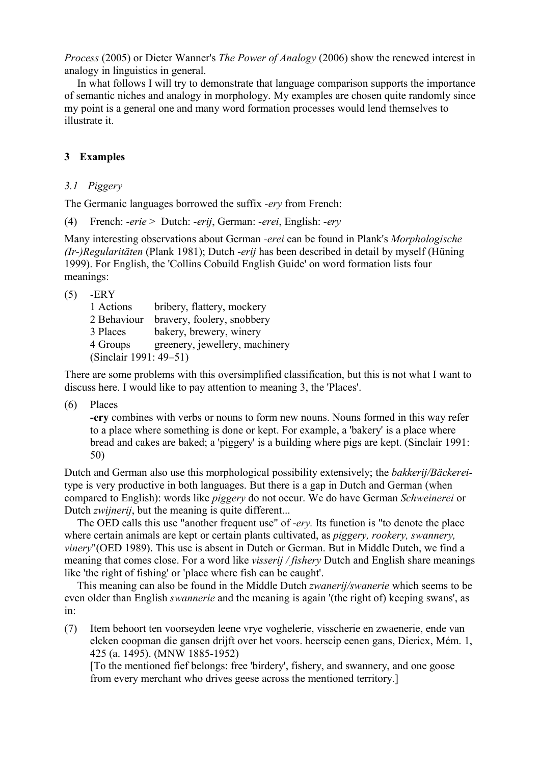*Process* (2005) or Dieter Wanner's *The Power of Analogy* (2006) show the renewed interest in analogy in linguistics in general.

In what follows I will try to demonstrate that language comparison supports the importance of semantic niches and analogy in morphology. My examples are chosen quite randomly since my point is a general one and many word formation processes would lend themselves to illustrate it.

## 3 Examples

### *3.1 Piggery*

The Germanic languages borrowed the suffix *-ery* from French:

(4) French: *-erie* > Dutch: *-erij*, German: *-erei*, English: *-ery*

Many interesting observations about German *-erei* can be found in Plank's *Morphologische (Ir-)Regularitäten* (Plank 1981); Dutch *-erij* has been described in detail by myself (Hüning 1999). For English, the 'Collins Cobuild English Guide' on word formation lists four meanings:

(5) -ERY

| | |
|---|---|
| 1 Actions | bribery, flattery, mockery |
| 2 Behaviour | bravery, foolery, snobbery |
| 3 Places | bakery, brewery, winery |
| 4 Groups | greenery, jewellery, machinery |

(Sinclair 1991: 49–51)

There are some problems with this oversimplified classification, but this is not what I want to discuss here. I would like to pay attention to meaning 3, the 'Places'.

(6) Places

**-ery** combines with verbs or nouns to form new nouns. Nouns formed in this way refer to a place where something is done or kept. For example, a 'bakery' is a place where bread and cakes are baked; a 'piggery' is a building where pigs are kept. (Sinclair 1991: 50)

Dutch and German also use this morphological possibility extensively; the *bakkerij/Bäckerei*-type is very productive in both languages. But there is a gap in Dutch and German (when compared to English): words like *piggery* do not occur. We do have German *Schweinerei* or Dutch *zwijnerij*, but the meaning is quite different...

The OED calls this use "another frequent use" of *-ery.* Its function is "to denote the place where certain animals are kept or certain plants cultivated, as *piggery, rookery, swannery, vinery*"(OED 1989). This use is absent in Dutch or German. But in Middle Dutch, we find a meaning that comes close. For a word like *visserij / fishery* Dutch and English share meanings like 'the right of fishing' or 'place where fish can be caught'.

This meaning can also be found in the Middle Dutch *zwanerij/swanerie* which seems to be even older than English *swannerie* and the meaning is again '(the right of) keeping swans', as in:

(7) Item behoort ten voorseyden leene vrye voghelerie, visscherie en zwaenerie, ende van elcken coopman die gansen drijft over het voors. heerscip eenen gans, Diericx, Mém. 1, 425 (a. 1495). (MNW 1885-1952)

[To the mentioned fief belongs: free 'birdery', fishery, and swannery, and one goose from every merchant who drives geese across the mentioned territory.]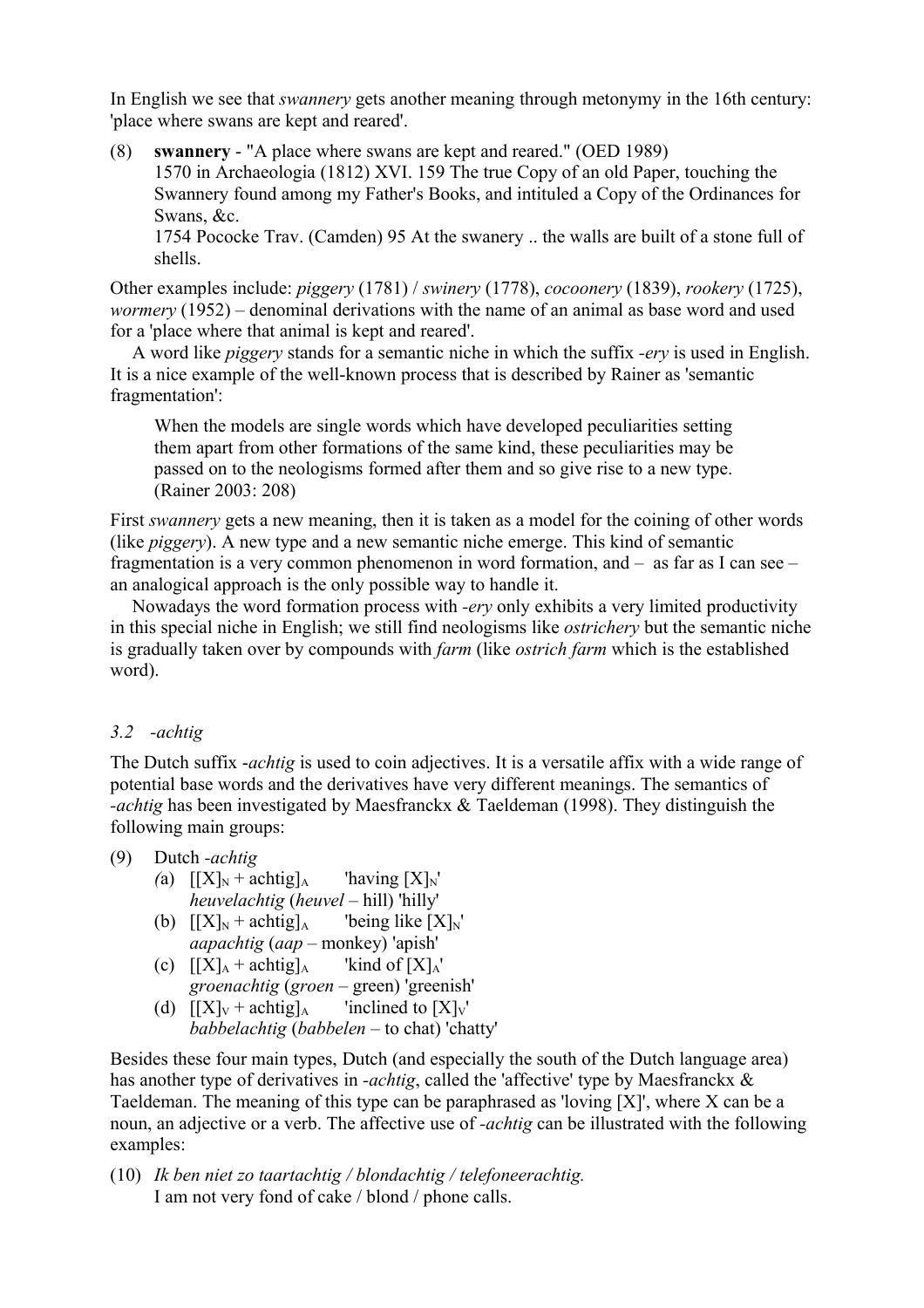In English we see that *swannery* gets another meaning through metonymy in the 16th century: 'place where swans are kept and reared'.

(8) **swannery** - "A place where swans are kept and reared." (OED 1989)
1570 in Archaeologia (1812) XVI. 159 The true Copy of an old Paper, touching the Swannery found among my Father's Books, and intituled a Copy of the Ordinances for Swans, &c.
1754 Pococke Trav. (Camden) 95 At the swanery .. the walls are built of a stone full of shells.

Other examples include: *piggery* (1781) / *swinery* (1778), *cocoonery* (1839), *rookery* (1725), *wormery* (1952) – denominal derivations with the name of an animal as base word and used for a 'place where that animal is kept and reared'.

A word like *piggery* stands for a semantic niche in which the suffix *-ery* is used in English. It is a nice example of the well-known process that is described by Rainer as 'semantic fragmentation':

> When the models are single words which have developed peculiarities setting them apart from other formations of the same kind, these peculiarities may be passed on to the neologisms formed after them and so give rise to a new type. (Rainer 2003: 208)

First *swannery* gets a new meaning, then it is taken as a model for the coining of other words (like *piggery*). A new type and a new semantic niche emerge. This kind of semantic fragmentation is a very common phenomenon in word formation, and – as far as I can see – an analogical approach is the only possible way to handle it.

Nowadays the word formation process with *-ery* only exhibits a very limited productivity in this special niche in English; we still find neologisms like *ostrichery* but the semantic niche is gradually taken over by compounds with *farm* (like *ostrich farm* which is the established word).

### 3.2 *-achtig*

The Dutch suffix *-achtig* is used to coin adjectives. It is a versatile affix with a wide range of potential base words and the derivatives have very different meanings. The semantics of *-achtig* has been investigated by Maesfranckx & Taeldeman (1998). They distinguish the following main groups:

(9) Dutch *-achtig*
(a) $[[X]_N + \text{achtig}]_A$ 'having $[X]_N$'
*heuvelachtig* (*heuvel* – hill) 'hilly'
(b) $[[X]_N + \text{achtig}]_A$ 'being like $[X]_N$'
*aapachtig* (*aap* – monkey) 'apish'
(c) $[[X]_A + \text{achtig}]_A$ 'kind of $[X]_A$'
*groenachtig* (*groen* – green) 'greenish'
(d) $[[X]_V + \text{achtig}]_A$ 'inclined to $[X]_V$'
*babbelachtig* (*babbelen* – to chat) 'chatty'

Besides these four main types, Dutch (and especially the south of the Dutch language area) has another type of derivatives in *-achtig*, called the 'affective' type by Maesfranckx & Taeldeman. The meaning of this type can be paraphrased as 'loving [X]', where X can be a noun, an adjective or a verb. The affective use of *-achtig* can be illustrated with the following examples:

(10) *Ik ben niet zo taartachtig / blondachtig / telefoneerachtig.*
I am not very fond of cake / blond / phone calls.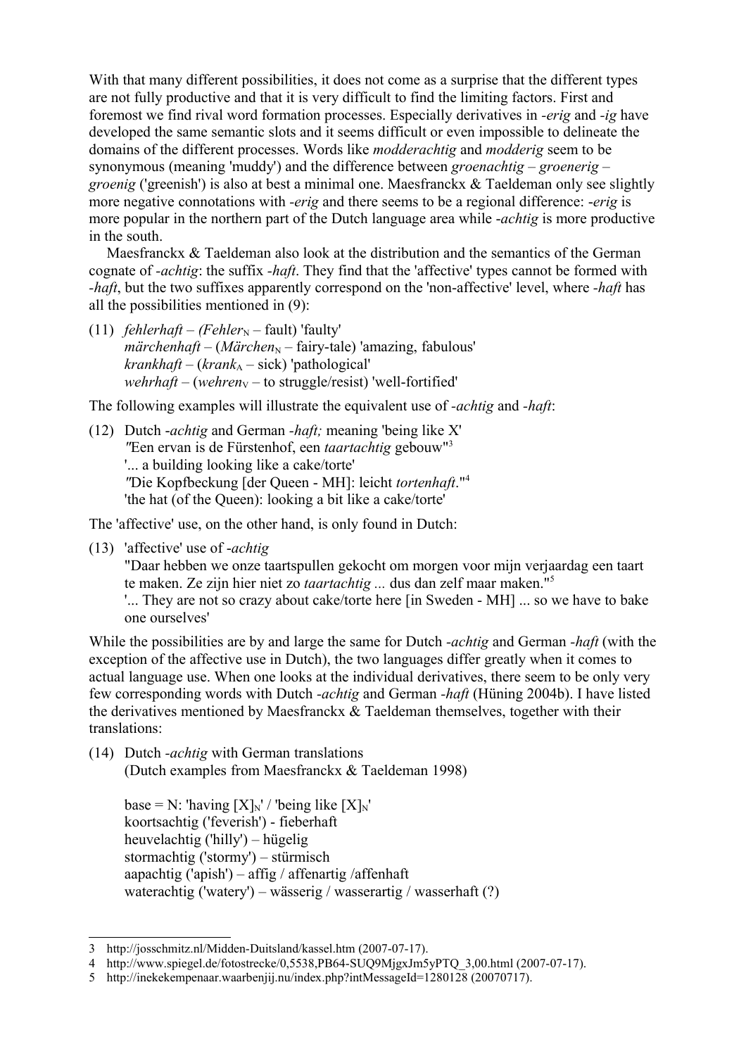With that many different possibilities, it does not come as a surprise that the different types are not fully productive and that it is very difficult to find the limiting factors. First and foremost we find rival word formation processes. Especially derivatives in *-erig* and *-ig* have developed the same semantic slots and it seems difficult or even impossible to delineate the domains of the different processes. Words like *modderachtig* and *modderig* seem to be synonymous (meaning 'muddy') and the difference between *groenachtig* – *groenerig* – *groenig* ('greenish') is also at best a minimal one. Maesfranckx & Taeldeman only see slightly more negative connotations with *-erig* and there seems to be a regional difference: *-erig* is more popular in the northern part of the Dutch language area while *-achtig* is more productive in the south.

Maesfranckx & Taeldeman also look at the distribution and the semantics of the German cognate of *-achtig*: the suffix *-haft*. They find that the 'affective' types cannot be formed with *-haft*, but the two suffixes apparently correspond on the 'non-affective' level, where *-haft* has all the possibilities mentioned in (9):

(11) *fehlerhaft* – *(Fehler*$_N$ – fault) 'faulty'
*märchenhaft* – (*Märchen*$_N$ – fairy-tale) 'amazing, fabulous'
*krankhaft* – (*krank*$_A$ – sick) 'pathological'
*wehrhaft* – (*wehren*$_V$ – to struggle/resist) 'well-fortified'

The following examples will illustrate the equivalent use of *-achtig* and *-haft*:

(12) Dutch *-achtig* and German *-haft;* meaning 'being like X'
"Een ervan is de Fürstenhof, een *taartachtig* gebouw"[3]
'... a building looking like a cake/torte'
"Die Kopfbeckung [der Queen - MH]: leicht *tortenhaft*."[4]
'the hat (of the Queen): looking a bit like a cake/torte'

The 'affective' use, on the other hand, is only found in Dutch:

(13) 'affective' use of *-achtig*
"Daar hebben we onze taartspullen gekocht om morgen voor mijn verjaardag een taart te maken. Ze zijn hier niet zo *taartachtig ...* dus dan zelf maar maken."[5]
'... They are not so crazy about cake/torte here [in Sweden - MH] ... so we have to bake one ourselves'

While the possibilities are by and large the same for Dutch *-achtig* and German *-haft* (with the exception of the affective use in Dutch), the two languages differ greatly when it comes to actual language use. When one looks at the individual derivatives, there seem to be only very few corresponding words with Dutch *-achtig* and German *-haft* (Hüning 2004b). I have listed the derivatives mentioned by Maesfranckx & Taeldeman themselves, together with their translations:

(14) Dutch *-achtig* with German translations
(Dutch examples from Maesfranckx & Taeldeman 1998)

base = N: 'having $[X]_N$' / 'being like $[X]_N$'
koortsachtig ('feverish') - fieberhaft
heuvelachtig ('hilly') – hügelig
stormachtig ('stormy') – stürmisch
aapachtig ('apish') – affig / affenartig /affenhaft
waterachtig ('watery') – wässerig / wasserartig / wasserhaft (?)

3 http://josschmitz.nl/Midden-Duitsland/kassel.htm (2007-07-17).
4 http://www.spiegel.de/fotostrecke/0,5538,PB64-SUQ9MjgxJm5yPTQ_3,00.html (2007-07-17).
5 http://inekekempenaar.waarbenjij.nu/index.php?intMessageId=1280128 (20070717).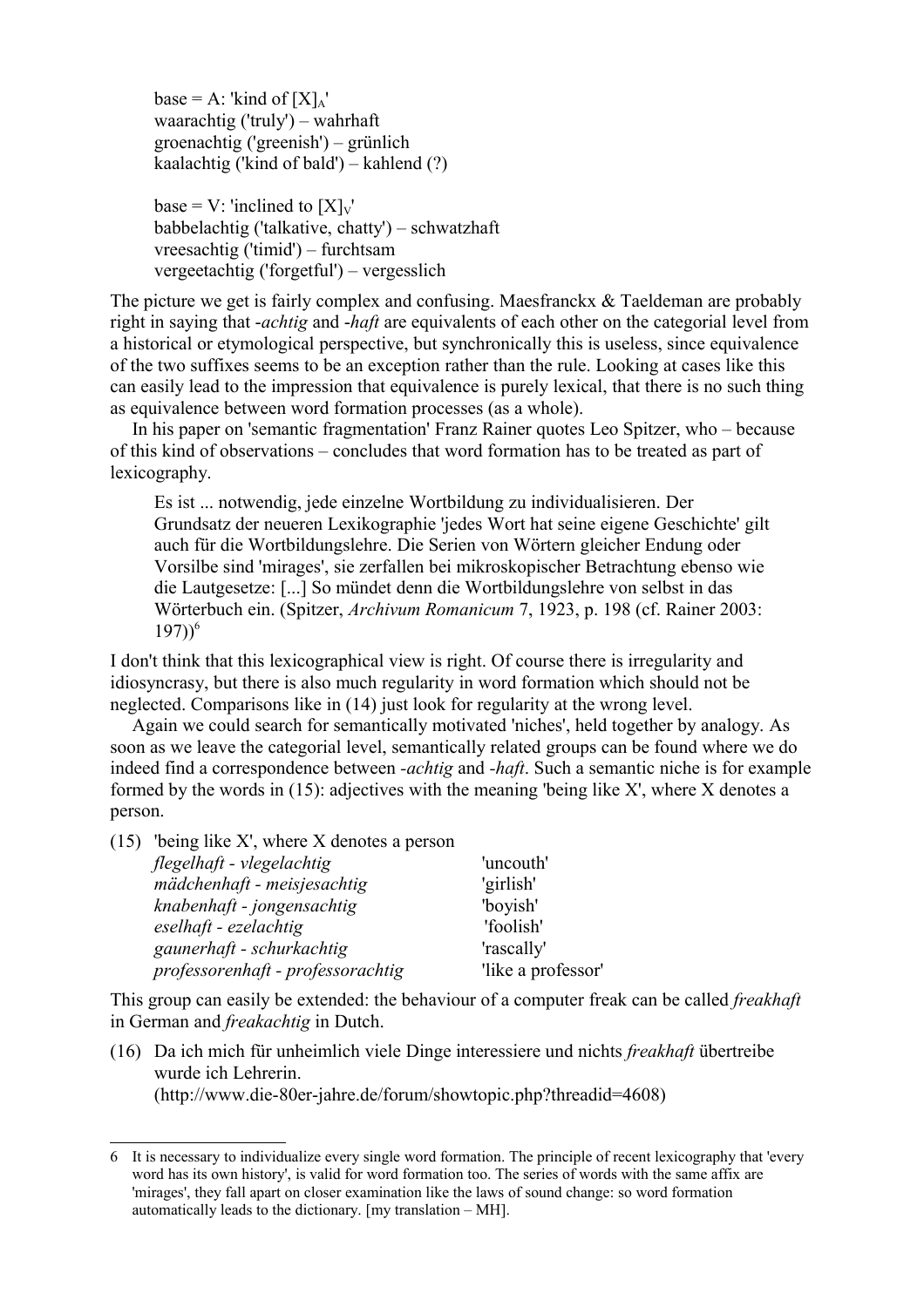base = A: 'kind of $[X]_A$'
waarachtig ('truly') – wahrhaft
groenachtig ('greenish') – grünlich
kaalachtig ('kind of bald') – kahlend (?)

base = V: 'inclined to $[X]_V$'
babbelachtig ('talkative, chatty') – schwatzhaft
vreesachtig ('timid') – furchtsam
vergeetachtig ('forgetful') – vergesslich

The picture we get is fairly complex and confusing. Maesfranckx & Taeldeman are probably right in saying that *-achtig* and *-haft* are equivalents of each other on the categorial level from a historical or etymological perspective, but synchronically this is useless, since equivalence of the two suffixes seems to be an exception rather than the rule. Looking at cases like this can easily lead to the impression that equivalence is purely lexical, that there is no such thing as equivalence between word formation processes (as a whole).

In his paper on 'semantic fragmentation' Franz Rainer quotes Leo Spitzer, who – because of this kind of observations – concludes that word formation has to be treated as part of lexicography.

> Es ist ... notwendig, jede einzelne Wortbildung zu individualisieren. Der Grundsatz der neueren Lexikographie 'jedes Wort hat seine eigene Geschichte' gilt auch für die Wortbildungslehre. Die Serien von Wörtern gleicher Endung oder Vorsilbe sind 'mirages', sie zerfallen bei mikroskopischer Betrachtung ebenso wie die Lautgesetze: [...] So mündet denn die Wortbildungslehre von selbst in das Wörterbuch ein. (Spitzer, *Archivum Romanicum* 7, 1923, p. 198 (cf. Rainer 2003: 197))[6]

I don't think that this lexicographical view is right. Of course there is irregularity and idiosyncrasy, but there is also much regularity in word formation which should not be neglected. Comparisons like in (14) just look for regularity at the wrong level.

Again we could search for semantically motivated 'niches', held together by analogy. As soon as we leave the categorial level, semantically related groups can be found where we do indeed find a correspondence between *-achtig* and *-haft*. Such a semantic niche is for example formed by the words in (15): adjectives with the meaning 'being like X', where X denotes a person.

(15) 'being like X', where X denotes a person

| | |
|---|---|
| *flegelhaft - vlegelachtig* | 'uncouth' |
| *mädchenhaft - meisjesachtig* | 'girlish' |
| *knabenhaft - jongensachtig* | 'boyish' |
| *eselhaft - ezelachtig* | 'foolish' |
| *gaunerhaft - schurkachtig* | 'rascally' |
| *professorenhaft - professorachtig* | 'like a professor' |

This group can easily be extended: the behaviour of a computer freak can be called *freakhaft* in German and *freakachtig* in Dutch.

(16) Da ich mich für unheimlich viele Dinge interessiere und nichts *freakhaft* übertreibe wurde ich Lehrerin.
(http://www.die-80er-jahre.de/forum/showtopic.php?threadid=4608)

---

6 It is necessary to individualize every single word formation. The principle of recent lexicography that 'every word has its own history', is valid for word formation too. The series of words with the same affix are 'mirages', they fall apart on closer examination like the laws of sound change: so word formation automatically leads to the dictionary. [my translation – MH].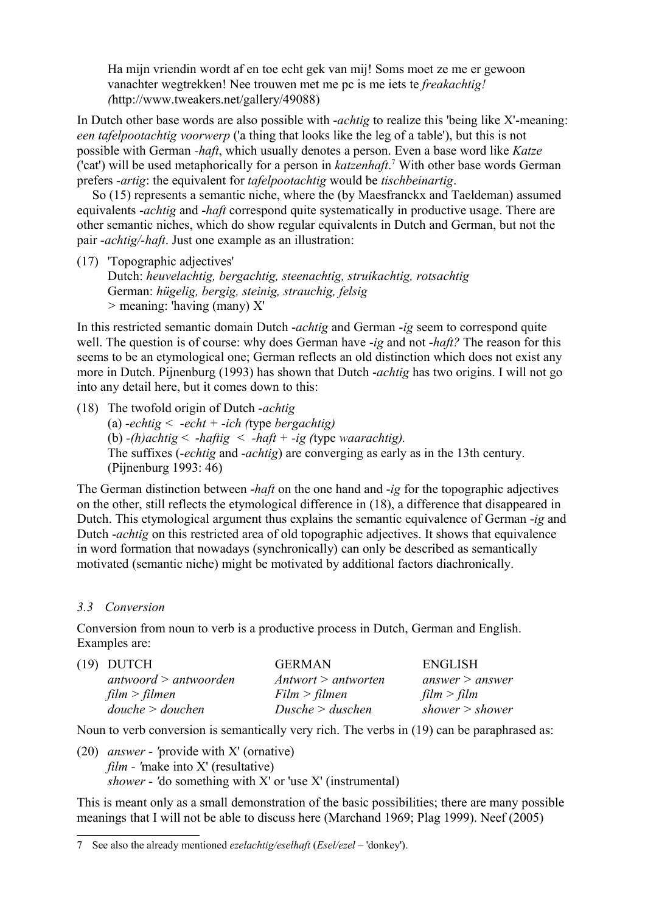> Ha mijn vriendin wordt af en toe echt gek van mij! Soms moet ze me er gewoon vanachter wegtrekken! Nee trouwen met me pc is me iets te *freakachtig!* *(*http://www.tweakers.net/gallery/49088)

In Dutch other base words are also possible with *-achtig* to realize this 'being like X'-meaning: *een tafelpootachtig voorwerp* ('a thing that looks like the leg of a table'), but this is not possible with German *-haft*, which usually denotes a person. Even a base word like *Katze* ('cat') will be used metaphorically for a person in *katzenhaft*.[7] With other base words German prefers *-artig*: the equivalent for *tafelpootachtig* would be *tischbeinartig*.

So (15) represents a semantic niche, where the (by Maesfranckx and Taeldeman) assumed equivalents *-achtig* and *-haft* correspond quite systematically in productive usage. There are other semantic niches, which do show regular equivalents in Dutch and German, but not the pair *-achtig/-haft*. Just one example as an illustration:

(17) 'Topographic adjectives'
Dutch: *heuvelachtig, bergachtig, steenachtig, struikachtig, rotsachtig*
German: *hügelig, bergig, steinig, strauchig, felsig*
> meaning: 'having (many) X'

In this restricted semantic domain Dutch *-achtig* and German *-ig* seem to correspond quite well. The question is of course: why does German have *-ig* and not *-haft?* The reason for this seems to be an etymological one; German reflects an old distinction which does not exist any more in Dutch. Pijnenburg (1993) has shown that Dutch *-achtig* has two origins. I will not go into any detail here, but it comes down to this:

(18) The twofold origin of Dutch *-achtig*
(a) *-echtig* < *-echt* + *-ich (*type *bergachtig)*
(b) *-(h)achtig* < *-haftig* < *-haft* + *-ig (*type *waarachtig).*
The suffixes (*-echtig* and *-achtig*) are converging as early as in the 13th century. (Pijnenburg 1993: 46)

The German distinction between *-haft* on the one hand and *-ig* for the topographic adjectives on the other, still reflects the etymological difference in (18), a difference that disappeared in Dutch. This etymological argument thus explains the semantic equivalence of German *-ig* and Dutch *-achtig* on this restricted area of old topographic adjectives. It shows that equivalence in word formation that nowadays (synchronically) can only be described as semantically motivated (semantic niche) might be motivated by additional factors diachronically.

### *3.3 Conversion*

Conversion from noun to verb is a productive process in Dutch, German and English. Examples are:

(19)

| DUTCH | GERMAN | ENGLISH |
|---|---|---|
| *antwoord > antwoorden* | *Antwort > antworten* | *answer > answer* |
| *film > filmen* | *Film > filmen* | *film > film* |
| *douche > douchen* | *Dusche > duschen* | *shower > shower* |

Noun to verb conversion is semantically very rich. The verbs in (19) can be paraphrased as:

(20) *answer* - *'*provide with X' (ornative)
*film* - *'*make into X' (resultative)
*shower* - *'*do something with X' or 'use X' (instrumental)

This is meant only as a small demonstration of the basic possibilities; there are many possible meanings that I will not be able to discuss here (Marchand 1969; Plag 1999). Neef (2005)

---

7 See also the already mentioned *ezelachtig/eselhaft* (*Esel/ezel* – 'donkey').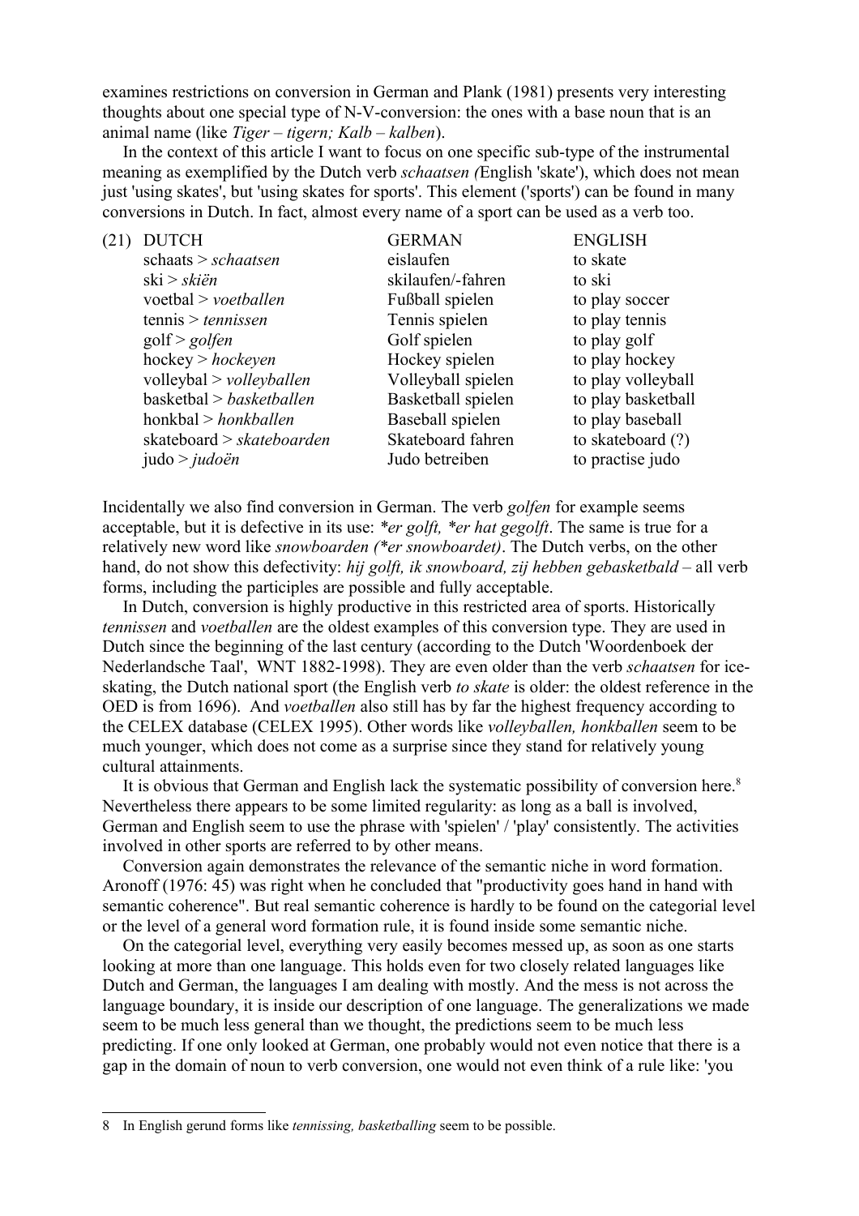examines restrictions on conversion in German and Plank (1981) presents very interesting thoughts about one special type of N-V-conversion: the ones with a base noun that is an animal name (like *Tiger – tigern; Kalb – kalben*).

In the context of this article I want to focus on one specific sub-type of the instrumental meaning as exemplified by the Dutch verb *schaatsen (*English 'skate'), which does not mean just 'using skates', but 'using skates for sports'. This element ('sports') can be found in many conversions in Dutch. In fact, almost every name of a sport can be used as a verb too.

(21)

| DUTCH | GERMAN | ENGLISH |
|---|---|---|
| schaats > *schaatsen* | eislaufen | to skate |
| ski > *skiën* | skilaufen/-fahren | to ski |
| voetbal > *voetballen* | Fußball spielen | to play soccer |
| tennis > *tennissen* | Tennis spielen | to play tennis |
| golf > *golfen* | Golf spielen | to play golf |
| hockey > *hockeyen* | Hockey spielen | to play hockey |
| volleybal > *volleyballen* | Volleyball spielen | to play volleyball |
| basketbal > *basketballen* | Basketball spielen | to play basketball |
| honkbal > *honkballen* | Baseball spielen | to play baseball |
| skateboard > *skateboarden* | Skateboard fahren | to skateboard (?) |
| judo > *judoën* | Judo betreiben | to practise judo |

Incidentally we also find conversion in German. The verb *golfen* for example seems acceptable, but it is defective in its use: *\*er golft, \*er hat gegolft*. The same is true for a relatively new word like *snowboarden (\*er snowboardet)*. The Dutch verbs, on the other hand, do not show this defectivity: *hij golft, ik snowboard, zij hebben gebasketbald* – all verb forms, including the participles are possible and fully acceptable.

In Dutch, conversion is highly productive in this restricted area of sports. Historically *tennissen* and *voetballen* are the oldest examples of this conversion type. They are used in Dutch since the beginning of the last century (according to the Dutch 'Woordenboek der Nederlandsche Taal', WNT 1882-1998). They are even older than the verb *schaatsen* for ice-skating, the Dutch national sport (the English verb *to skate* is older: the oldest reference in the OED is from 1696). And *voetballen* also still has by far the highest frequency according to the CELEX database (CELEX 1995). Other words like *volleyballen, honkballen* seem to be much younger, which does not come as a surprise since they stand for relatively young cultural attainments.

It is obvious that German and English lack the systematic possibility of conversion here.[8] Nevertheless there appears to be some limited regularity: as long as a ball is involved, German and English seem to use the phrase with 'spielen' / 'play' consistently. The activities involved in other sports are referred to by other means.

Conversion again demonstrates the relevance of the semantic niche in word formation. Aronoff (1976: 45) was right when he concluded that "productivity goes hand in hand with semantic coherence". But real semantic coherence is hardly to be found on the categorial level or the level of a general word formation rule, it is found inside some semantic niche.

On the categorial level, everything very easily becomes messed up, as soon as one starts looking at more than one language. This holds even for two closely related languages like Dutch and German, the languages I am dealing with mostly. And the mess is not across the language boundary, it is inside our description of one language. The generalizations we made seem to be much less general than we thought, the predictions seem to be much less predicting. If one only looked at German, one probably would not even notice that there is a gap in the domain of noun to verb conversion, one would not even think of a rule like: 'you

8 In English gerund forms like *tennissing, basketballing* seem to be possible.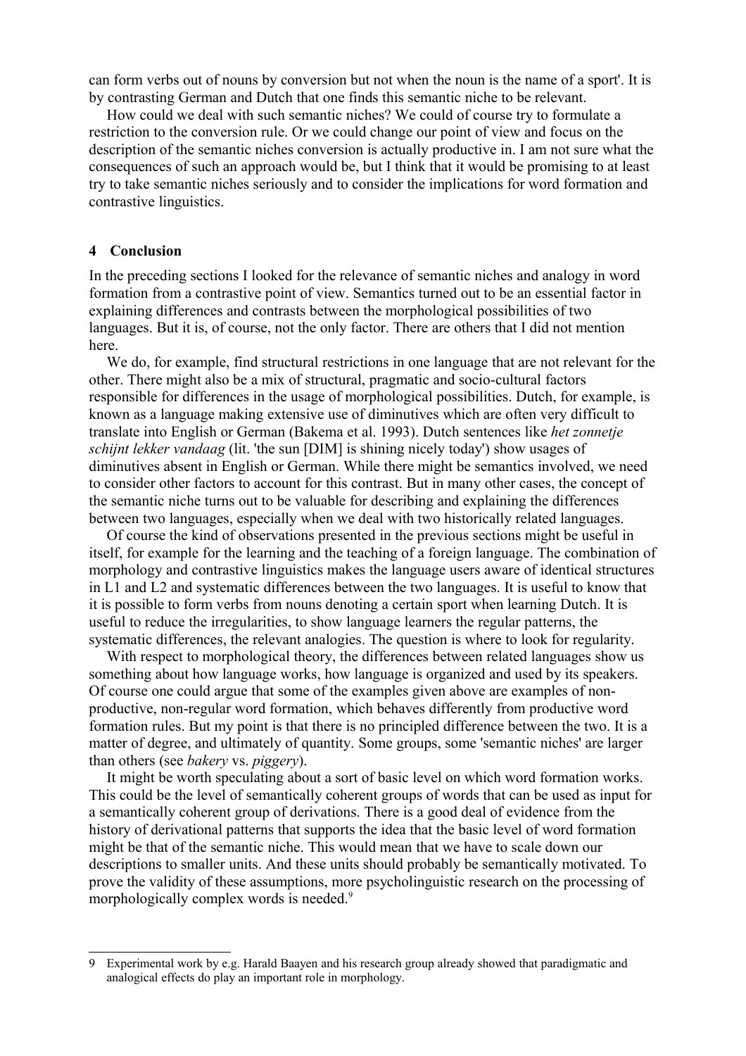can form verbs out of nouns by conversion but not when the noun is the name of a sport'. It is by contrasting German and Dutch that one finds this semantic niche to be relevant.

How could we deal with such semantic niches? We could of course try to formulate a restriction to the conversion rule. Or we could change our point of view and focus on the description of the semantic niches conversion is actually productive in. I am not sure what the consequences of such an approach would be, but I think that it would be promising to at least try to take semantic niches seriously and to consider the implications for word formation and contrastive linguistics.

## 4 Conclusion

In the preceding sections I looked for the relevance of semantic niches and analogy in word formation from a contrastive point of view. Semantics turned out to be an essential factor in explaining differences and contrasts between the morphological possibilities of two languages. But it is, of course, not the only factor. There are others that I did not mention here.

We do, for example, find structural restrictions in one language that are not relevant for the other. There might also be a mix of structural, pragmatic and socio-cultural factors responsible for differences in the usage of morphological possibilities. Dutch, for example, is known as a language making extensive use of diminutives which are often very difficult to translate into English or German (Bakema et al. 1993). Dutch sentences like *het zonnetje schijnt lekker vandaag* (lit. 'the sun [DIM] is shining nicely today') show usages of diminutives absent in English or German. While there might be semantics involved, we need to consider other factors to account for this contrast. But in many other cases, the concept of the semantic niche turns out to be valuable for describing and explaining the differences between two languages, especially when we deal with two historically related languages.

Of course the kind of observations presented in the previous sections might be useful in itself, for example for the learning and the teaching of a foreign language. The combination of morphology and contrastive linguistics makes the language users aware of identical structures in L1 and L2 and systematic differences between the two languages. It is useful to know that it is possible to form verbs from nouns denoting a certain sport when learning Dutch. It is useful to reduce the irregularities, to show language learners the regular patterns, the systematic differences, the relevant analogies. The question is where to look for regularity.

With respect to morphological theory, the differences between related languages show us something about how language works, how language is organized and used by its speakers. Of course one could argue that some of the examples given above are examples of non-productive, non-regular word formation, which behaves differently from productive word formation rules. But my point is that there is no principled difference between the two. It is a matter of degree, and ultimately of quantity. Some groups, some 'semantic niches' are larger than others (see *bakery* vs. *piggery*).

It might be worth speculating about a sort of basic level on which word formation works. This could be the level of semantically coherent groups of words that can be used as input for a semantically coherent group of derivations. There is a good deal of evidence from the history of derivational patterns that supports the idea that the basic level of word formation might be that of the semantic niche. This would mean that we have to scale down our descriptions to smaller units. And these units should probably be semantically motivated. To prove the validity of these assumptions, more psycholinguistic research on the processing of morphologically complex words is needed.[9]

---

9 Experimental work by e.g. Harald Baayen and his research group already showed that paradigmatic and analogical effects do play an important role in morphology.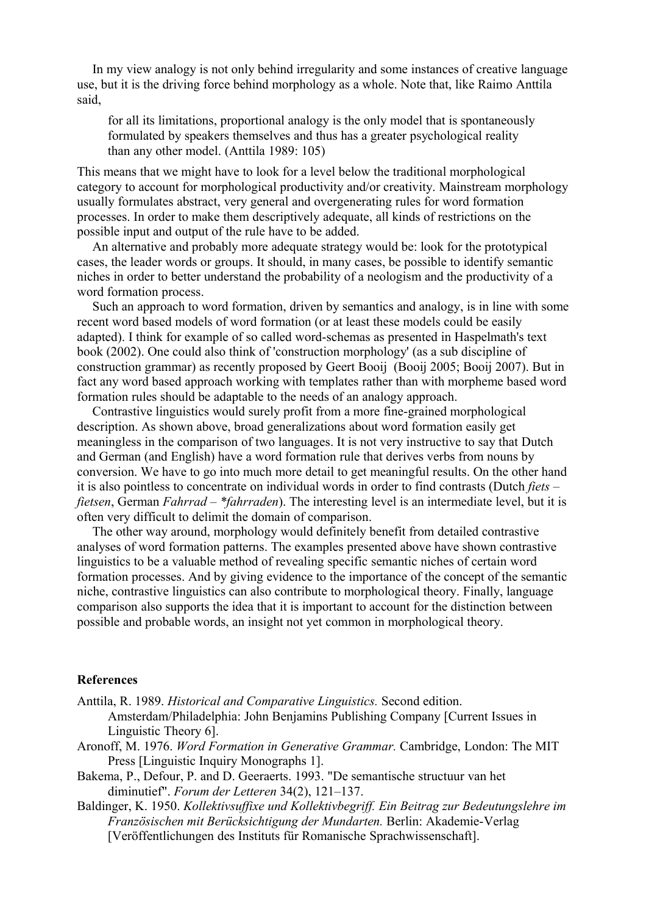In my view analogy is not only behind irregularity and some instances of creative language use, but it is the driving force behind morphology as a whole. Note that, like Raimo Anttila said,

> for all its limitations, proportional analogy is the only model that is spontaneously formulated by speakers themselves and thus has a greater psychological reality than any other model. (Anttila 1989: 105)

This means that we might have to look for a level below the traditional morphological category to account for morphological productivity and/or creativity. Mainstream morphology usually formulates abstract, very general and overgenerating rules for word formation processes. In order to make them descriptively adequate, all kinds of restrictions on the possible input and output of the rule have to be added.

An alternative and probably more adequate strategy would be: look for the prototypical cases, the leader words or groups. It should, in many cases, be possible to identify semantic niches in order to better understand the probability of a neologism and the productivity of a word formation process.

Such an approach to word formation, driven by semantics and analogy, is in line with some recent word based models of word formation (or at least these models could be easily adapted). I think for example of so called word-schemas as presented in Haspelmath's text book (2002). One could also think of 'construction morphology' (as a sub discipline of construction grammar) as recently proposed by Geert Booij (Booij 2005; Booij 2007). But in fact any word based approach working with templates rather than with morpheme based word formation rules should be adaptable to the needs of an analogy approach.

Contrastive linguistics would surely profit from a more fine-grained morphological description. As shown above, broad generalizations about word formation easily get meaningless in the comparison of two languages. It is not very instructive to say that Dutch and German (and English) have a word formation rule that derives verbs from nouns by conversion. We have to go into much more detail to get meaningful results. On the other hand it is also pointless to concentrate on individual words in order to find contrasts (Dutch *fiets* – *fietsen*, German *Fahrrad* – *\*fahrraden*). The interesting level is an intermediate level, but it is often very difficult to delimit the domain of comparison.

The other way around, morphology would definitely benefit from detailed contrastive analyses of word formation patterns. The examples presented above have shown contrastive linguistics to be a valuable method of revealing specific semantic niches of certain word formation processes. And by giving evidence to the importance of the concept of the semantic niche, contrastive linguistics can also contribute to morphological theory. Finally, language comparison also supports the idea that it is important to account for the distinction between possible and probable words, an insight not yet common in morphological theory.

**References**

Anttila, R. 1989. *Historical and Comparative Linguistics.* Second edition. Amsterdam/Philadelphia: John Benjamins Publishing Company [Current Issues in Linguistic Theory 6].

Aronoff, M. 1976. *Word Formation in Generative Grammar.* Cambridge, London: The MIT Press [Linguistic Inquiry Monographs 1].

Bakema, P., Defour, P. and D. Geeraerts. 1993. "De semantische structuur van het diminutief". *Forum der Letteren* 34(2), 121–137.

Baldinger, K. 1950. *Kollektivsuffixe und Kollektivbegriff. Ein Beitrag zur Bedeutungslehre im Französischen mit Berücksichtigung der Mundarten.* Berlin: Akademie-Verlag [Veröffentlichungen des Instituts für Romanische Sprachwissenschaft].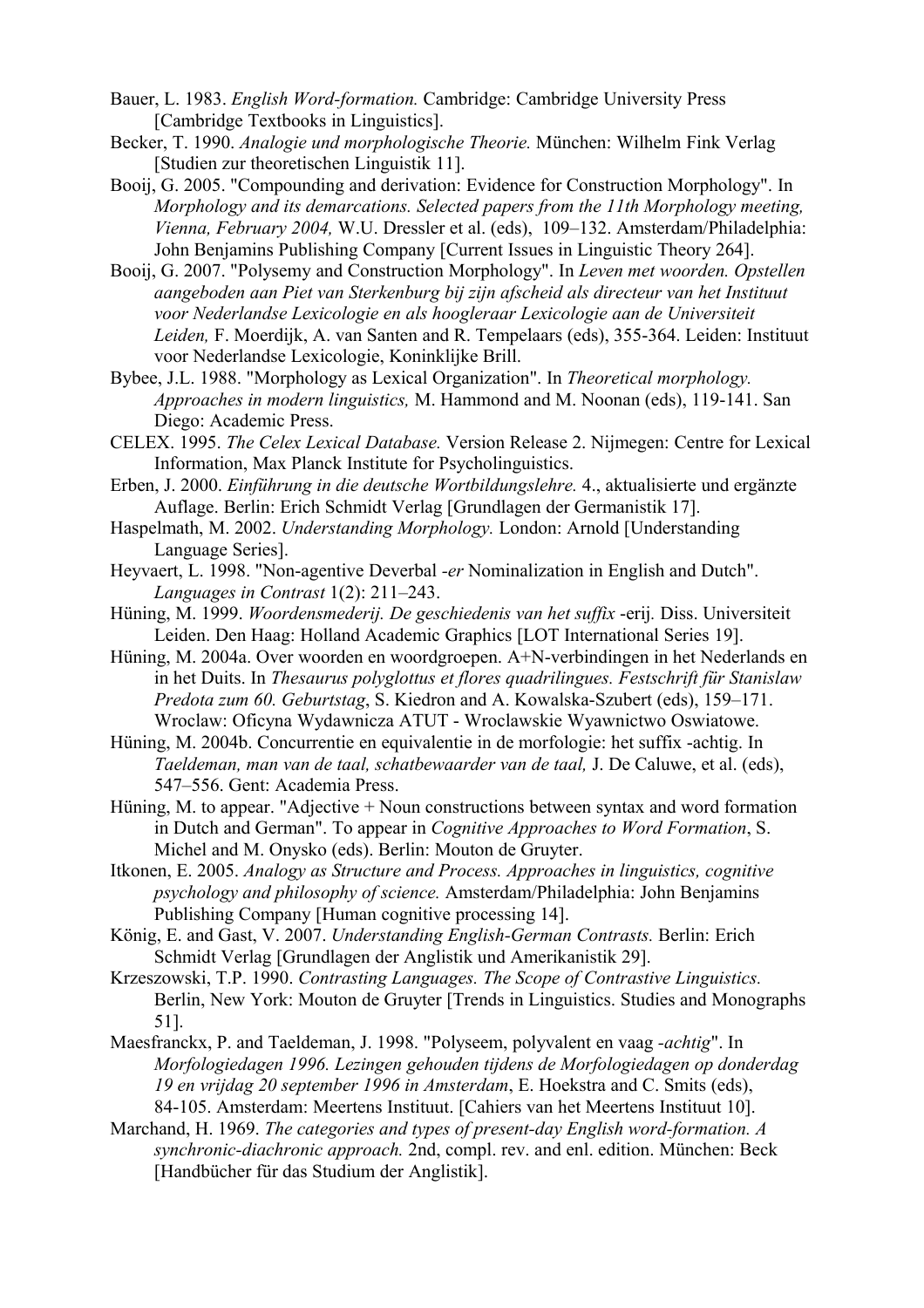Bauer, L. 1983. *English Word-formation.* Cambridge: Cambridge University Press [Cambridge Textbooks in Linguistics].

Becker, T. 1990. *Analogie und morphologische Theorie.* München: Wilhelm Fink Verlag [Studien zur theoretischen Linguistik 11].

Booij, G. 2005. "Compounding and derivation: Evidence for Construction Morphology". In *Morphology and its demarcations. Selected papers from the 11th Morphology meeting, Vienna, February 2004,* W.U. Dressler et al. (eds), 109–132. Amsterdam/Philadelphia: John Benjamins Publishing Company [Current Issues in Linguistic Theory 264].

Booij, G. 2007. "Polysemy and Construction Morphology". In *Leven met woorden. Opstellen aangeboden aan Piet van Sterkenburg bij zijn afscheid als directeur van het Instituut voor Nederlandse Lexicologie en als hoogleraar Lexicologie aan de Universiteit Leiden,* F. Moerdijk, A. van Santen and R. Tempelaars (eds), 355-364. Leiden: Instituut voor Nederlandse Lexicologie, Koninklijke Brill.

Bybee, J.L. 1988. "Morphology as Lexical Organization". In *Theoretical morphology. Approaches in modern linguistics,* M. Hammond and M. Noonan (eds), 119-141. San Diego: Academic Press.

CELEX. 1995. *The Celex Lexical Database.* Version Release 2. Nijmegen: Centre for Lexical Information, Max Planck Institute for Psycholinguistics.

Erben, J. 2000. *Einführung in die deutsche Wortbildungslehre.* 4., aktualisierte und ergänzte Auflage. Berlin: Erich Schmidt Verlag [Grundlagen der Germanistik 17].

Haspelmath, M. 2002. *Understanding Morphology.* London: Arnold [Understanding Language Series].

Heyvaert, L. 1998. "Non-agentive Deverbal *-er* Nominalization in English and Dutch". *Languages in Contrast* 1(2): 211–243.

Hüning, M. 1999. *Woordensmederij. De geschiedenis van het suffix* -erij*.* Diss. Universiteit Leiden. Den Haag: Holland Academic Graphics [LOT International Series 19].

Hüning, M. 2004a. Over woorden en woordgroepen. A+N-verbindingen in het Nederlands en in het Duits. In *Thesaurus polyglottus et flores quadrilingues. Festschrift für Stanislaw Predota zum 60. Geburtstag*, S. Kiedron and A. Kowalska-Szubert (eds), 159–171. Wroclaw: Oficyna Wydawnicza ATUT - Wroclawskie Wyawnictwo Oswiatowe.

Hüning, M. 2004b. Concurrentie en equivalentie in de morfologie: het suffix -achtig. In *Taeldeman, man van de taal, schatbewaarder van de taal,* J. De Caluwe, et al. (eds), 547–556. Gent: Academia Press.

Hüning, M. to appear. "Adjective + Noun constructions between syntax and word formation in Dutch and German". To appear in *Cognitive Approaches to Word Formation*, S. Michel and M. Onysko (eds). Berlin: Mouton de Gruyter.

Itkonen, E. 2005. *Analogy as Structure and Process. Approaches in linguistics, cognitive psychology and philosophy of science.* Amsterdam/Philadelphia: John Benjamins Publishing Company [Human cognitive processing 14].

König, E. and Gast, V. 2007. *Understanding English-German Contrasts.* Berlin: Erich Schmidt Verlag [Grundlagen der Anglistik und Amerikanistik 29].

Krzeszowski, T.P. 1990. *Contrasting Languages. The Scope of Contrastive Linguistics.* Berlin, New York: Mouton de Gruyter [Trends in Linguistics. Studies and Monographs 51].

Maesfranckx, P. and Taeldeman, J. 1998. "Polyseem, polyvalent en vaag *-achtig*". In *Morfologiedagen 1996. Lezingen gehouden tijdens de Morfologiedagen op donderdag 19 en vrijdag 20 september 1996 in Amsterdam*, E. Hoekstra and C. Smits (eds), 84-105. Amsterdam: Meertens Instituut. [Cahiers van het Meertens Instituut 10].

Marchand, H. 1969. *The categories and types of present-day English word-formation. A synchronic-diachronic approach.* 2nd, compl. rev. and enl. edition. München: Beck [Handbücher für das Studium der Anglistik].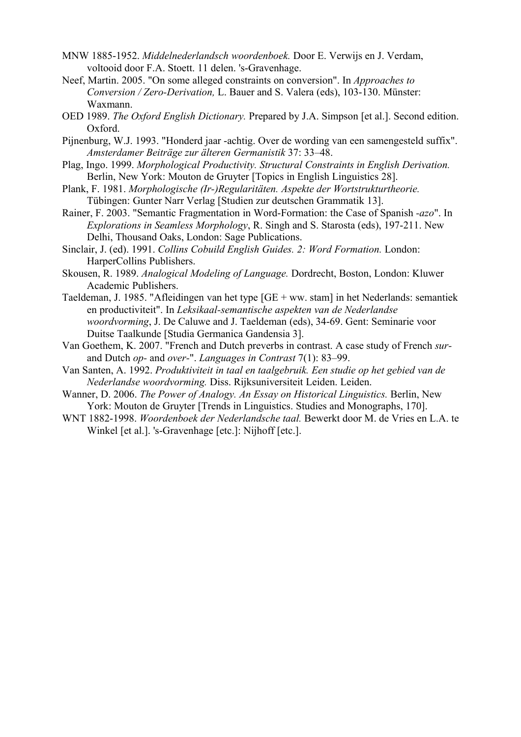MNW 1885-1952. *Middelnederlandsch woordenboek.* Door E. Verwijs en J. Verdam, voltooid door F.A. Stoett. 11 delen. 's-Gravenhage.

Neef, Martin. 2005. "On some alleged constraints on conversion". In *Approaches to Conversion / Zero-Derivation,* L. Bauer and S. Valera (eds), 103-130. Münster: Waxmann.

OED 1989. *The Oxford English Dictionary.* Prepared by J.A. Simpson [et al.]. Second edition. Oxford.

Pijnenburg, W.J. 1993. "Honderd jaar -achtig. Over de wording van een samengesteld suffix". *Amsterdamer Beiträge zur älteren Germanistik* 37: 33–48.

Plag, Ingo. 1999. *Morphological Productivity. Structural Constraints in English Derivation.* Berlin, New York: Mouton de Gruyter [Topics in English Linguistics 28].

Plank, F. 1981. *Morphologische (Ir-)Regularitäten. Aspekte der Wortstrukturtheorie.* Tübingen: Gunter Narr Verlag [Studien zur deutschen Grammatik 13].

Rainer, F. 2003. "Semantic Fragmentation in Word-Formation: the Case of Spanish *-azo*". In *Explorations in Seamless Morphology*, R. Singh and S. Starosta (eds), 197-211. New Delhi, Thousand Oaks, London: Sage Publications.

Sinclair, J. (ed). 1991. *Collins Cobuild English Guides. 2: Word Formation.* London: HarperCollins Publishers.

Skousen, R. 1989. *Analogical Modeling of Language.* Dordrecht, Boston, London: Kluwer Academic Publishers.

Taeldeman, J. 1985. "Afleidingen van het type [GE + ww. stam] in het Nederlands: semantiek en productiviteit". In *Leksikaal-semantische aspekten van de Nederlandse woordvorming*, J. De Caluwe and J. Taeldeman (eds), 34-69. Gent: Seminarie voor Duitse Taalkunde [Studia Germanica Gandensia 3].

Van Goethem, K. 2007. "French and Dutch preverbs in contrast. A case study of French *sur-* and Dutch *op-* and *over-*". *Languages in Contrast* 7(1): 83–99.

Van Santen, A. 1992. *Produktiviteit in taal en taalgebruik. Een studie op het gebied van de Nederlandse woordvorming.* Diss. Rijksuniversiteit Leiden. Leiden.

Wanner, D. 2006. *The Power of Analogy. An Essay on Historical Linguistics.* Berlin, New York: Mouton de Gruyter [Trends in Linguistics. Studies and Monographs, 170].

WNT 1882-1998. *Woordenboek der Nederlandsche taal.* Bewerkt door M. de Vries en L.A. te Winkel [et al.]. 's-Gravenhage [etc.]: Nijhoff [etc.].